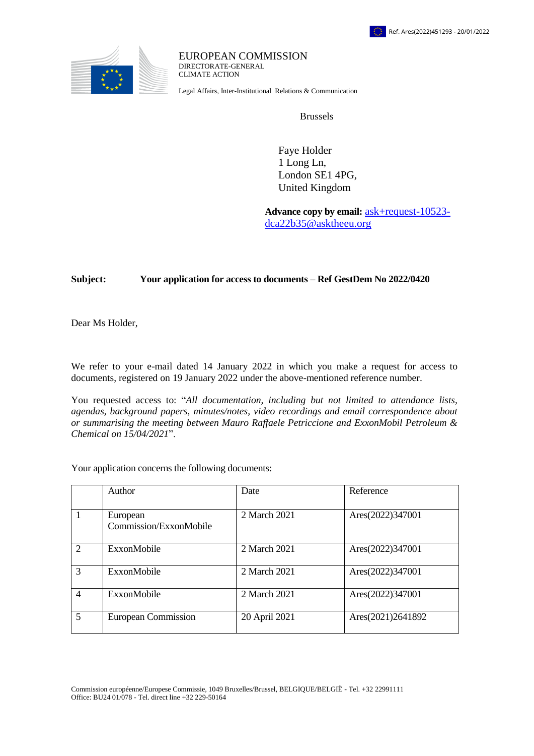Ref. Ares(2022)451293 - 20/01/2022

EUROPEAN COMMISSION
DIRECTORATE-GENERAL
CLIMATE ACTION

Legal Affairs, Inter-Institutional Relations & Communication

Brussels

Faye Holder
1 Long Ln,
London SE1 4PG,
United Kingdom

**Advance copy by email:** ask+request-10523-dca22b35@asktheeu.org

**Subject: Your application for access to documents – Ref GestDem No 2022/0420**

Dear Ms Holder,

We refer to your e-mail dated 14 January 2022 in which you make a request for access to documents, registered on 19 January 2022 under the above-mentioned reference number.

You requested access to: "*All documentation, including but not limited to attendance lists, agendas, background papers, minutes/notes, video recordings and email correspondence about or summarising the meeting between Mauro Raffaele Petriccione and ExxonMobil Petroleum & Chemical on 15/04/2021*".

Your application concerns the following documents:

| | Author | Date | Reference |
|---|---|---|---|
| 1 | European Commission/ExxonMobile | 2 March 2021 | Ares(2022)347001 |
| 2 | ExxonMobile | 2 March 2021 | Ares(2022)347001 |
| 3 | ExxonMobile | 2 March 2021 | Ares(2022)347001 |
| 4 | ExxonMobile | 2 March 2021 | Ares(2022)347001 |
| 5 | European Commission | 20 April 2021 | Ares(2021)2641892 |

Commission européenne/Europese Commissie, 1049 Bruxelles/Brussel, BELGIQUE/BELGIË - Tel. +32 22991111
Office: BU24 01/078 - Tel. direct line +32 229-50164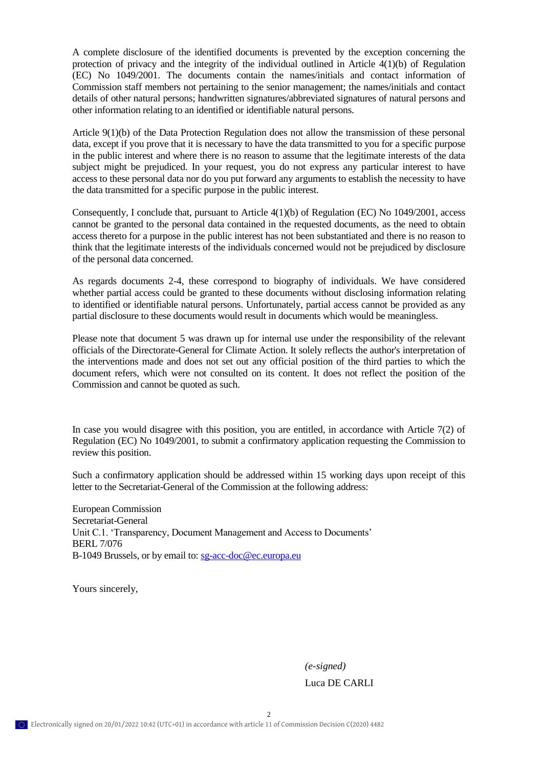A complete disclosure of the identified documents is prevented by the exception concerning the protection of privacy and the integrity of the individual outlined in Article 4(1)(b) of Regulation (EC) No 1049/2001. The documents contain the names/initials and contact information of Commission staff members not pertaining to the senior management; the names/initials and contact details of other natural persons; handwritten signatures/abbreviated signatures of natural persons and other information relating to an identified or identifiable natural persons.

Article 9(1)(b) of the Data Protection Regulation does not allow the transmission of these personal data, except if you prove that it is necessary to have the data transmitted to you for a specific purpose in the public interest and where there is no reason to assume that the legitimate interests of the data subject might be prejudiced. In your request, you do not express any particular interest to have access to these personal data nor do you put forward any arguments to establish the necessity to have the data transmitted for a specific purpose in the public interest.

Consequently, I conclude that, pursuant to Article 4(1)(b) of Regulation (EC) No 1049/2001, access cannot be granted to the personal data contained in the requested documents, as the need to obtain access thereto for a purpose in the public interest has not been substantiated and there is no reason to think that the legitimate interests of the individuals concerned would not be prejudiced by disclosure of the personal data concerned.

As regards documents 2-4, these correspond to biography of individuals. We have considered whether partial access could be granted to these documents without disclosing information relating to identified or identifiable natural persons. Unfortunately, partial access cannot be provided as any partial disclosure to these documents would result in documents which would be meaningless.

Please note that document 5 was drawn up for internal use under the responsibility of the relevant officials of the Directorate-General for Climate Action. It solely reflects the author's interpretation of the interventions made and does not set out any official position of the third parties to which the document refers, which were not consulted on its content. It does not reflect the position of the Commission and cannot be quoted as such.

In case you would disagree with this position, you are entitled, in accordance with Article 7(2) of Regulation (EC) No 1049/2001, to submit a confirmatory application requesting the Commission to review this position.

Such a confirmatory application should be addressed within 15 working days upon receipt of this letter to the Secretariat-General of the Commission at the following address:

European Commission
Secretariat-General
Unit C.1. 'Transparency, Document Management and Access to Documents'
BERL 7/076
B-1049 Brussels, or by email to: sg-acc-doc@ec.europa.eu

Yours sincerely,

*(e-signed)*

Luca DE CARLI

Electronically signed on 20/01/2022 10:42 (UTC+01) in accordance with article 11 of Commission Decision C(2020) 4482